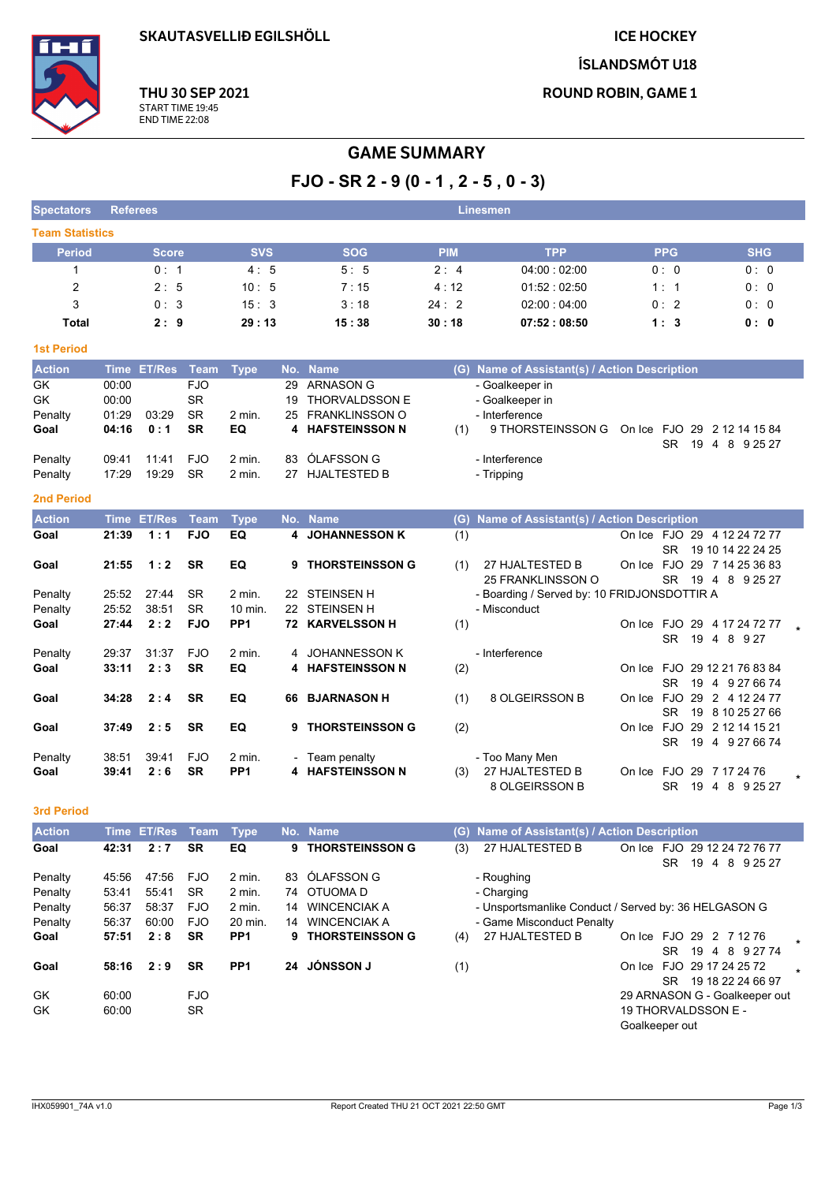**SKAUTASVELLIÐ EGILSHÖLL**

**THU 30 SEP 2021**
START TIME 19:45
END TIME 22:08

**ICE HOCKEY**

**ÍSLANDSMÓT U18**

**ROUND ROBIN, GAME 1**

# GAME SUMMARY

## FJO - SR 2 - 9 (0 - 1 , 2 - 5 , 0 - 3)

| Spectators | Referees | Linesmen |
|---|---|---|

### Team Statistics

| Period | Score | SVS | SOG | PIM | TPP | PPG | SHG |
|---|---|---|---|---|---|---|---|
| 1 | 0 : 1 | 4 : 5 | 5 : 5 | 2 : 4 | 04:00 : 02:00 | 0 : 0 | 0 : 0 |
| 2 | 2 : 5 | 10 : 5 | 7 : 15 | 4 : 12 | 01:52 : 02:50 | 1 : 1 | 0 : 0 |
| 3 | 0 : 3 | 15 : 3 | 3 : 18 | 24 : 2 | 02:00 : 04:00 | 0 : 2 | 0 : 0 |
| **Total** | **2 : 9** | **29 : 13** | **15 : 38** | **30 : 18** | **07:52 : 08:50** | **1 : 3** | **0 : 0** |

### 1st Period

| Action | Time | ET/Res | Team | Type | No. | Name | (G) | Name of Assistant(s) / Action Description | On Ice |
|---|---|---|---|---|---|---|---|---|---|
| GK | 00:00 | | FJO | | 29 | ARNASON G | | - Goalkeeper in | |
| GK | 00:00 | | SR | | 19 | THORVALDSSON E | | - Goalkeeper in | |
| Penalty | 01:29 | 03:29 | SR | 2 min. | 25 | FRANKLINSSON O | | - Interference | |
| **Goal** | **04:16** | **0 : 1** | **SR** | **EQ** | **4** | **HAFSTEINSSON N** | (1) | 9 THORSTEINSSON G | FJO 29 2 12 14 15 84; SR 19 4 8 9 25 27 |
| Penalty | 09:41 | 11:41 | FJO | 2 min. | 83 | ÓLAFSSON G | | - Interference | |
| Penalty | 17:29 | 19:29 | SR | 2 min. | 27 | HJALTESTED B | | - Tripping | |

### 2nd Period

| Action | Time | ET/Res | Team | Type | No. | Name | (G) | Name of Assistant(s) / Action Description | On Ice |
|---|---|---|---|---|---|---|---|---|---|
| **Goal** | **21:39** | **1 : 1** | **FJO** | **EQ** | **4** | **JOHANNESSON K** | (1) | | FJO 29 4 12 24 72 77; SR 19 10 14 22 24 25 |
| **Goal** | **21:55** | **1 : 2** | **SR** | **EQ** | **9** | **THORSTEINSSON G** | (1) | 27 HJALTESTED B; 25 FRANKLINSSON O | FJO 29 7 14 25 36 83; SR 19 4 8 9 25 27 |
| Penalty | 25:52 | 27:44 | SR | 2 min. | 22 | STEINSEN H | | - Boarding / Served by: 10 FRIDJONSDOTTIR A | |
| Penalty | 25:52 | 38:51 | SR | 10 min. | 22 | STEINSEN H | | - Misconduct | |
| **Goal** | **27:44** | **2 : 2** | **FJO** | **PP1** | **72** | **KARVELSSON H** | (1) | | FJO 29 4 17 24 72 77; SR 19 4 8 9 27 * |
| Penalty | 29:37 | 31:37 | FJO | 2 min. | 4 | JOHANNESSON K | | - Interference | |
| **Goal** | **33:11** | **2 : 3** | **SR** | **EQ** | **4** | **HAFSTEINSSON N** | (2) | | FJO 29 12 21 76 83 84; SR 19 4 9 27 66 74 |
| **Goal** | **34:28** | **2 : 4** | **SR** | **EQ** | **66** | **BJARNASON H** | (1) | 8 OLGEIRSSON B | FJO 29 2 4 12 24 77; SR 19 8 10 25 27 66 |
| **Goal** | **37:49** | **2 : 5** | **SR** | **EQ** | **9** | **THORSTEINSSON G** | (2) | | FJO 29 2 12 14 15 21; SR 19 4 9 27 66 74 |
| Penalty | 38:51 | 39:41 | FJO | 2 min. | - | Team penalty | | - Too Many Men | |
| **Goal** | **39:41** | **2 : 6** | **SR** | **PP1** | **4** | **HAFSTEINSSON N** | (3) | 27 HJALTESTED B; 8 OLGEIRSSON B | FJO 29 7 17 24 76; SR 19 4 8 9 25 27 * |

### 3rd Period

| Action | Time | ET/Res | Team | Type | No. | Name | (G) | Name of Assistant(s) / Action Description | On Ice |
|---|---|---|---|---|---|---|---|---|---|
| **Goal** | **42:31** | **2 : 7** | **SR** | **EQ** | **9** | **THORSTEINSSON G** | (3) | 27 HJALTESTED B | FJO 29 12 24 72 76 77; SR 19 4 8 9 25 27 |
| Penalty | 45:56 | 47:56 | FJO | 2 min. | 83 | ÓLAFSSON G | | - Roughing | |
| Penalty | 53:41 | 55:41 | SR | 2 min. | 74 | OTUOMA D | | - Charging | |
| Penalty | 56:37 | 58:37 | FJO | 2 min. | 14 | WINCENCIAK A | | - Unsportsmanlike Conduct / Served by: 36 HELGASON G | |
| Penalty | 56:37 | 60:00 | FJO | 20 min. | 14 | WINCENCIAK A | | - Game Misconduct Penalty | |
| **Goal** | **57:51** | **2 : 8** | **SR** | **PP1** | **9** | **THORSTEINSSON G** | (4) | 27 HJALTESTED B | FJO 29 2 7 12 76; SR 19 4 8 9 27 74 * |
| **Goal** | **58:16** | **2 : 9** | **SR** | **PP1** | **24** | **JÓNSSON J** | (1) | | FJO 29 17 24 25 72; SR 19 18 22 24 66 97 * |
| GK | 60:00 | | FJO | | | | | 29 ARNASON G - Goalkeeper out | |
| GK | 60:00 | | SR | | | | | 19 THORVALDSSON E - Goalkeeper out | |

IHX059901_74A v1.0 — Report Created THU 21 OCT 2021 22:50 GMT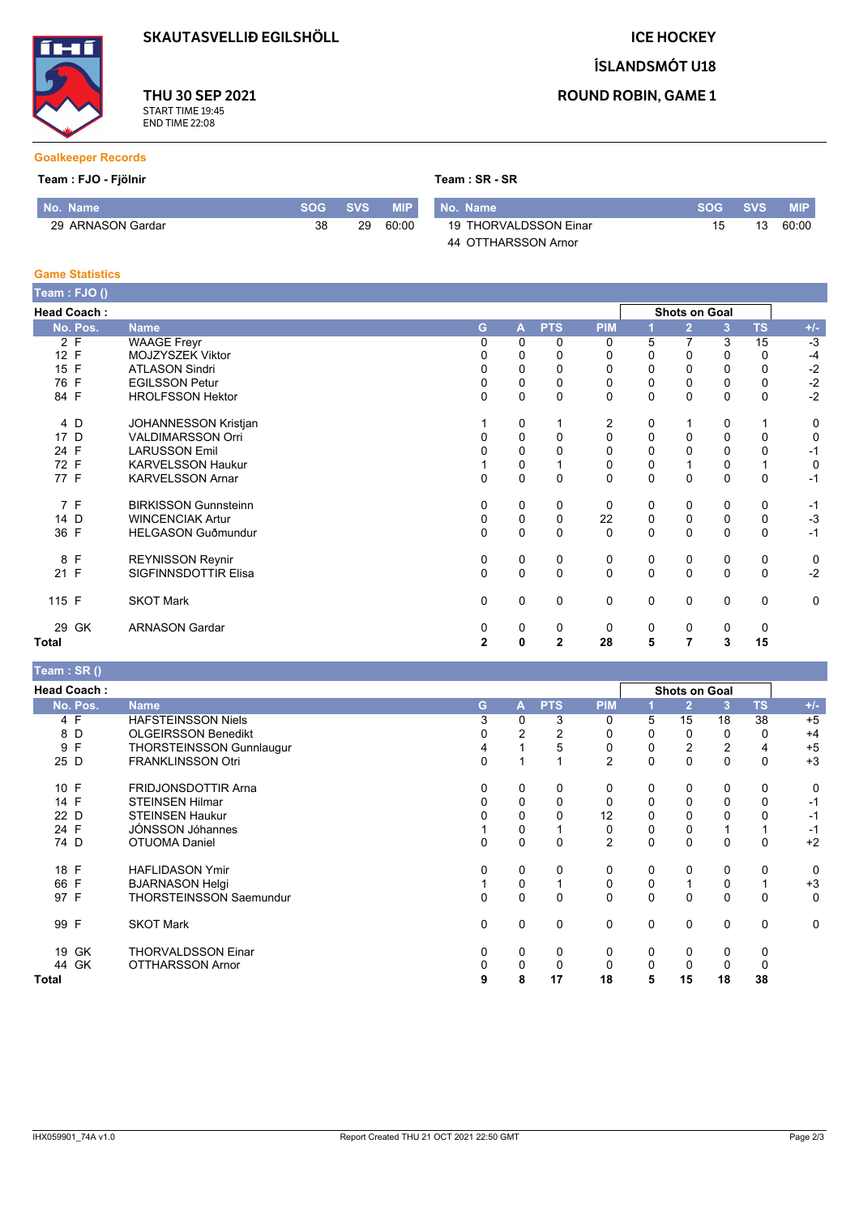# SKAUTASVELLIÐ EGILSHÖLL

**THU 30 SEP 2021**
START TIME 19:45
END TIME 22:08

# ICE HOCKEY
# ÍSLANDSMÓT U18
# ROUND ROBIN, GAME 1

## Goalkeeper Records

**Team : FJO - Fjölnir**

| No. | Name | SOG | SVS | MIP |
|---|---|---|---|---|
| 29 | ARNASON Gardar | 38 | 29 | 60:00 |

**Team : SR - SR**

| No. | Name | SOG | SVS | MIP |
|---|---|---|---|---|
| 19 | THORVALDSSON Einar | 15 | 13 | 60:00 |
| 44 | OTTHARSSON Arnor | | | |

## Game Statistics

### Team : FJO ()

**Head Coach :**

| No. | Pos. | Name | G | A | PTS | PIM | Shots on Goal 1 | 2 | 3 | TS | +/- |
|---|---|---|---|---|---|---|---|---|---|---|---|
| 2 | F | WAAGE Freyr | 0 | 0 | 0 | 0 | 5 | 7 | 3 | 15 | -3 |
| 12 | F | MOJZYSZEK Viktor | 0 | 0 | 0 | 0 | 0 | 0 | 0 | 0 | -4 |
| 15 | F | ATLASON Sindri | 0 | 0 | 0 | 0 | 0 | 0 | 0 | 0 | -2 |
| 76 | F | EGILSSON Petur | 0 | 0 | 0 | 0 | 0 | 0 | 0 | 0 | -2 |
| 84 | F | HROLFSSON Hektor | 0 | 0 | 0 | 0 | 0 | 0 | 0 | 0 | -2 |
| 4 | D | JOHANNESSON Kristjan | 1 | 0 | 1 | 2 | 0 | 1 | 0 | 1 | 0 |
| 17 | D | VALDIMARSSON Orri | 0 | 0 | 0 | 0 | 0 | 0 | 0 | 0 | 0 |
| 24 | F | LARUSSON Emil | 0 | 0 | 0 | 0 | 0 | 0 | 0 | 0 | -1 |
| 72 | F | KARVELSSON Haukur | 1 | 0 | 1 | 0 | 0 | 1 | 0 | 1 | 0 |
| 77 | F | KARVELSSON Arnar | 0 | 0 | 0 | 0 | 0 | 0 | 0 | 0 | -1 |
| 7 | F | BIRKISSON Gunnsteinn | 0 | 0 | 0 | 0 | 0 | 0 | 0 | 0 | -1 |
| 14 | D | WINCENCIAK Artur | 0 | 0 | 0 | 22 | 0 | 0 | 0 | 0 | -3 |
| 36 | F | HELGASON Guðmundur | 0 | 0 | 0 | 0 | 0 | 0 | 0 | 0 | -1 |
| 8 | F | REYNISSON Reynir | 0 | 0 | 0 | 0 | 0 | 0 | 0 | 0 | 0 |
| 21 | F | SIGFINNSDOTTIR Elisa | 0 | 0 | 0 | 0 | 0 | 0 | 0 | 0 | -2 |
| 115 | F | SKOT Mark | 0 | 0 | 0 | 0 | 0 | 0 | 0 | 0 | 0 |
| 29 | GK | ARNASON Gardar | 0 | 0 | 0 | 0 | 0 | 0 | 0 | 0 | |
| **Total** | | | **2** | **0** | **2** | **28** | **5** | **7** | **3** | **15** | |

### Team : SR ()

**Head Coach :**

| No. | Pos. | Name | G | A | PTS | PIM | Shots on Goal 1 | 2 | 3 | TS | +/- |
|---|---|---|---|---|---|---|---|---|---|---|---|
| 4 | F | HAFSTEINSSON Niels | 3 | 0 | 3 | 0 | 5 | 15 | 18 | 38 | +5 |
| 8 | D | OLGEIRSSON Benedikt | 0 | 2 | 2 | 0 | 0 | 0 | 0 | 0 | +4 |
| 9 | F | THORSTEINSSON Gunnlaugur | 4 | 1 | 5 | 0 | 0 | 2 | 2 | 4 | +5 |
| 25 | D | FRANKLINSSON Otri | 0 | 1 | 1 | 2 | 0 | 0 | 0 | 0 | +3 |
| 10 | F | FRIDJONSDOTTIR Arna | 0 | 0 | 0 | 0 | 0 | 0 | 0 | 0 | 0 |
| 14 | F | STEINSEN Hilmar | 0 | 0 | 0 | 0 | 0 | 0 | 0 | 0 | -1 |
| 22 | D | STEINSEN Haukur | 0 | 0 | 0 | 12 | 0 | 0 | 0 | 0 | -1 |
| 24 | F | JÓNSSON Jóhannes | 1 | 0 | 1 | 0 | 0 | 0 | 1 | 1 | -1 |
| 74 | D | OTUOMA Daniel | 0 | 0 | 0 | 2 | 0 | 0 | 0 | 0 | +2 |
| 18 | F | HAFLIDASON Ymir | 0 | 0 | 0 | 0 | 0 | 0 | 0 | 0 | 0 |
| 66 | F | BJARNASON Helgi | 1 | 0 | 1 | 0 | 0 | 1 | 0 | 1 | +3 |
| 97 | F | THORSTEINSSON Saemundur | 0 | 0 | 0 | 0 | 0 | 0 | 0 | 0 | 0 |
| 99 | F | SKOT Mark | 0 | 0 | 0 | 0 | 0 | 0 | 0 | 0 | 0 |
| 19 | GK | THORVALDSSON Einar | 0 | 0 | 0 | 0 | 0 | 0 | 0 | 0 | |
| 44 | GK | OTTHARSSON Arnor | 0 | 0 | 0 | 0 | 0 | 0 | 0 | 0 | |
| **Total** | | | **9** | **8** | **17** | **18** | **5** | **15** | **18** | **38** | |

IHX059901_74A v1.0 — Report Created THU 21 OCT 2021 22:50 GMT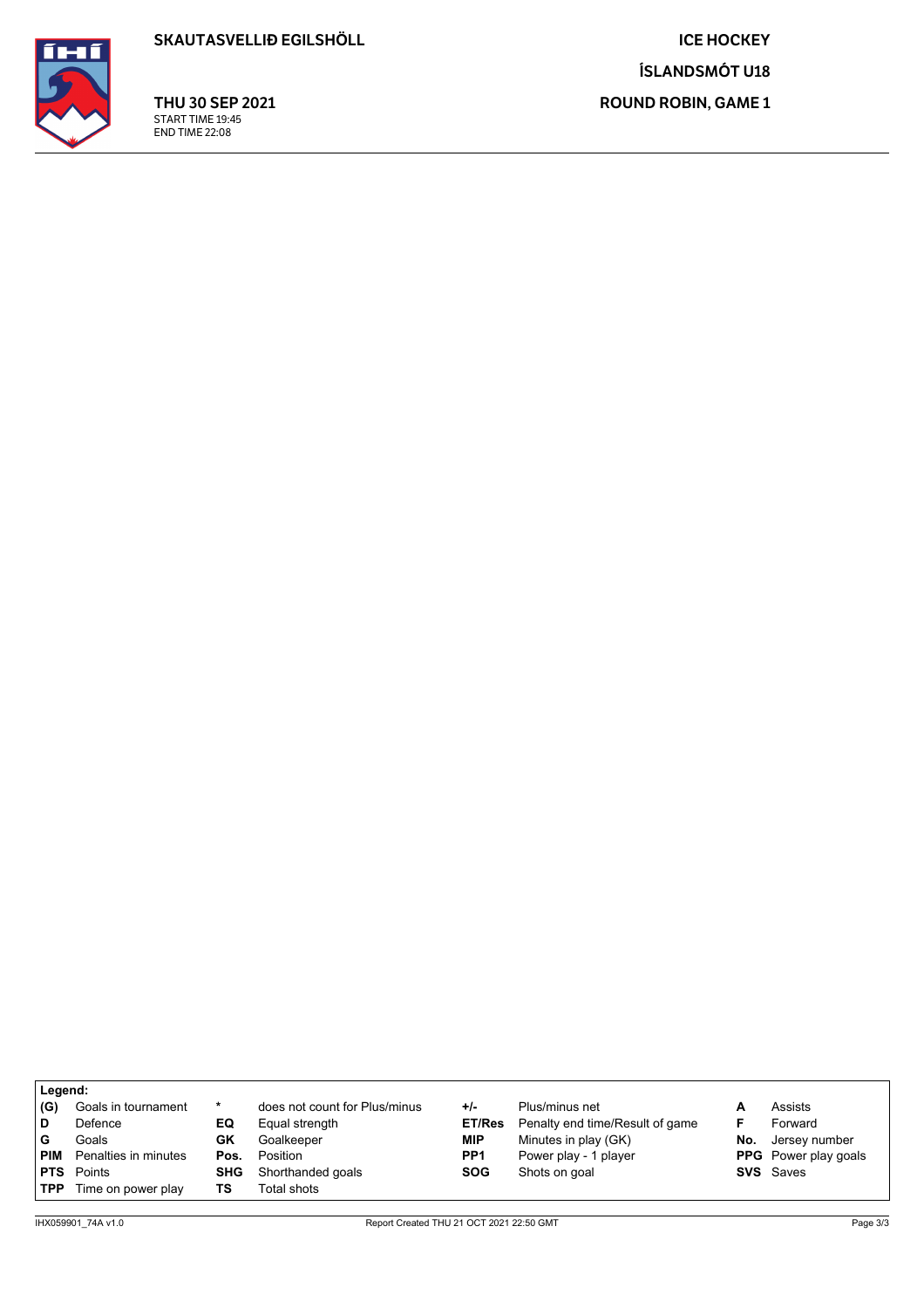SKAUTASVELLIÐ EGILSHÖLL

ICE HOCKEY

ÍSLANDSMÓT U18

THU 30 SEP 2021

START TIME 19:45

END TIME 22:08

ROUND ROBIN, GAME 1

**Legend:**

| | | | | | | | |
|---|---|---|---|---|---|---|---|
| **(G)** | Goals in tournament | * | does not count for Plus/minus | **+/-** | Plus/minus net | **A** | Assists |
| **D** | Defence | **EQ** | Equal strength | **ET/Res** | Penalty end time/Result of game | **F** | Forward |
| **G** | Goals | **GK** | Goalkeeper | **MIP** | Minutes in play (GK) | **No.** | Jersey number |
| **PIM** | Penalties in minutes | **Pos.** | Position | **PP1** | Power play - 1 player | **PPG** | Power play goals |
| **PTS** | Points | **SHG** | Shorthanded goals | **SOG** | Shots on goal | **SVS** | Saves |
| **TPP** | Time on power play | **TS** | Total shots | | | | |

IHX059901_74A v1.0

Report Created THU 21 OCT 2021 22:50 GMT